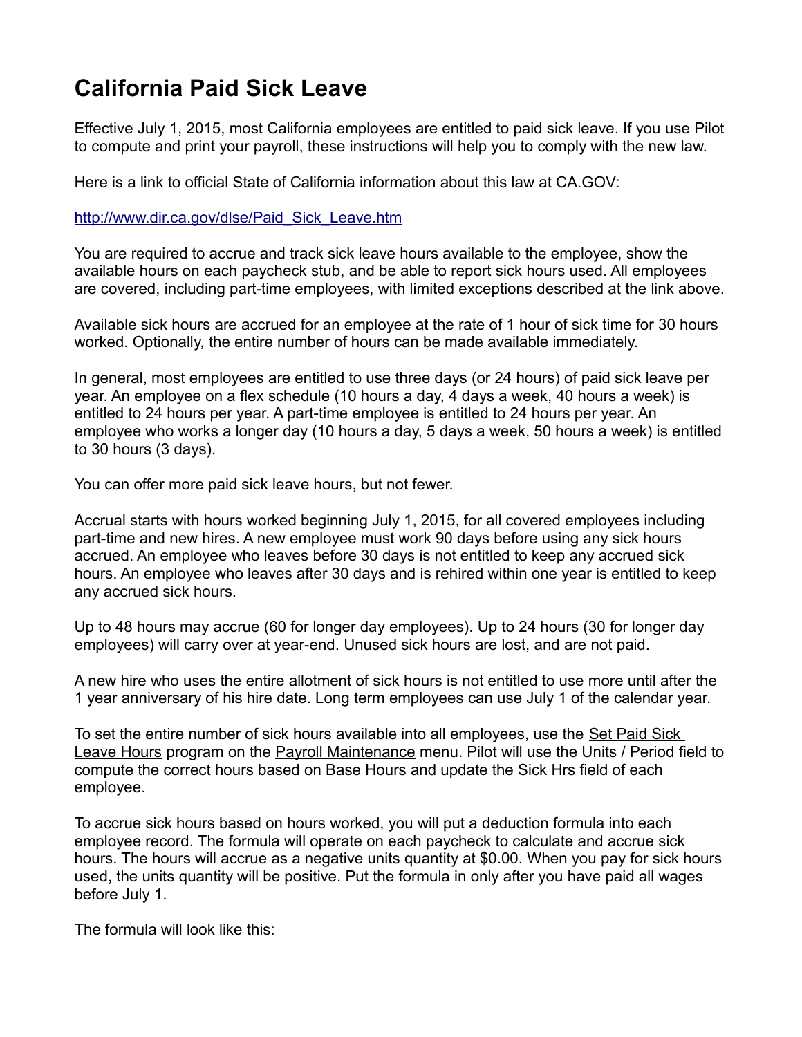# California Paid Sick Leave

Effective July 1, 2015, most California employees are entitled to paid sick leave. If you use Pilot to compute and print your payroll, these instructions will help you to comply with the new law.

Here is a link to official State of California information about this law at CA.GOV:

[http://www.dir.ca.gov/dlse/Paid_Sick_Leave.htm](http://www.dir.ca.gov/dlse/Paid_Sick_Leave.htm)

You are required to accrue and track sick leave hours available to the employee, show the available hours on each paycheck stub, and be able to report sick hours used. All employees are covered, including part-time employees, with limited exceptions described at the link above.

Available sick hours are accrued for an employee at the rate of 1 hour of sick time for 30 hours worked. Optionally, the entire number of hours can be made available immediately.

In general, most employees are entitled to use three days (or 24 hours) of paid sick leave per year. An employee on a flex schedule (10 hours a day, 4 days a week, 40 hours a week) is entitled to 24 hours per year. A part-time employee is entitled to 24 hours per year. An employee who works a longer day (10 hours a day, 5 days a week, 50 hours a week) is entitled to 30 hours (3 days).

You can offer more paid sick leave hours, but not fewer.

Accrual starts with hours worked beginning July 1, 2015, for all covered employees including part-time and new hires. A new employee must work 90 days before using any sick hours accrued. An employee who leaves before 30 days is not entitled to keep any accrued sick hours. An employee who leaves after 30 days and is rehired within one year is entitled to keep any accrued sick hours.

Up to 48 hours may accrue (60 for longer day employees). Up to 24 hours (30 for longer day employees) will carry over at year-end. Unused sick hours are lost, and are not paid.

A new hire who uses the entire allotment of sick hours is not entitled to use more until after the 1 year anniversary of his hire date. Long term employees can use July 1 of the calendar year.

To set the entire number of sick hours available into all employees, use the Set Paid Sick Leave Hours program on the Payroll Maintenance menu. Pilot will use the Units / Period field to compute the correct hours based on Base Hours and update the Sick Hrs field of each employee.

To accrue sick hours based on hours worked, you will put a deduction formula into each employee record. The formula will operate on each paycheck to calculate and accrue sick hours. The hours will accrue as a negative units quantity at $0.00. When you pay for sick hours used, the units quantity will be positive. Put the formula in only after you have paid all wages before July 1.

The formula will look like this: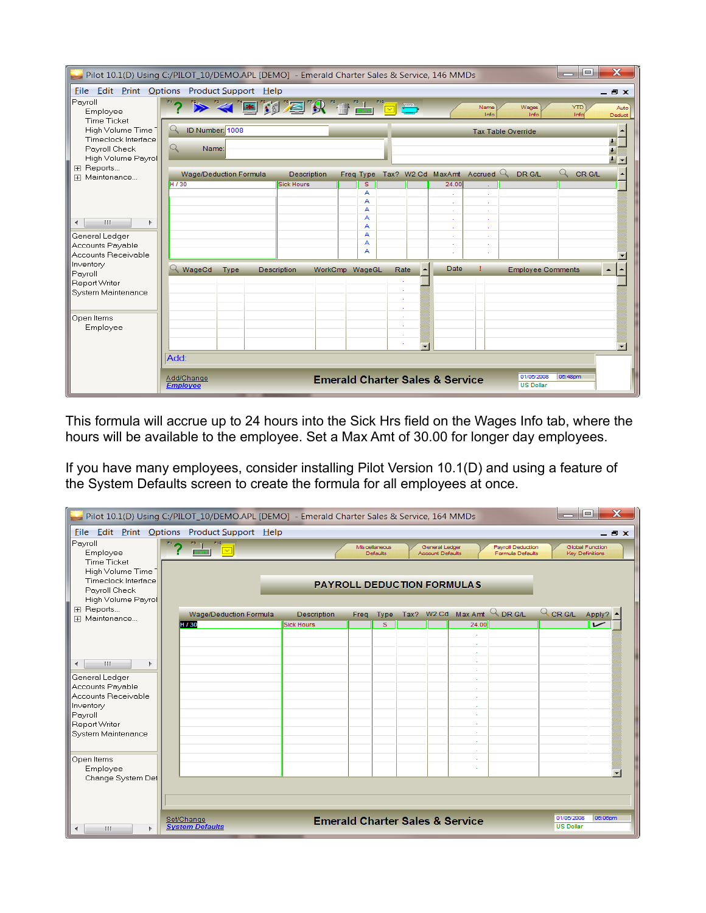This formula will accrue up to 24 hours into the Sick Hrs field on the Wages Info tab, where the hours will be available to the employee. Set a Max Amt of 30.00 for longer day employees.

If you have many employees, consider installing Pilot Version 10.1(D) and using a feature of the System Defaults screen to create the formula for all employees at once.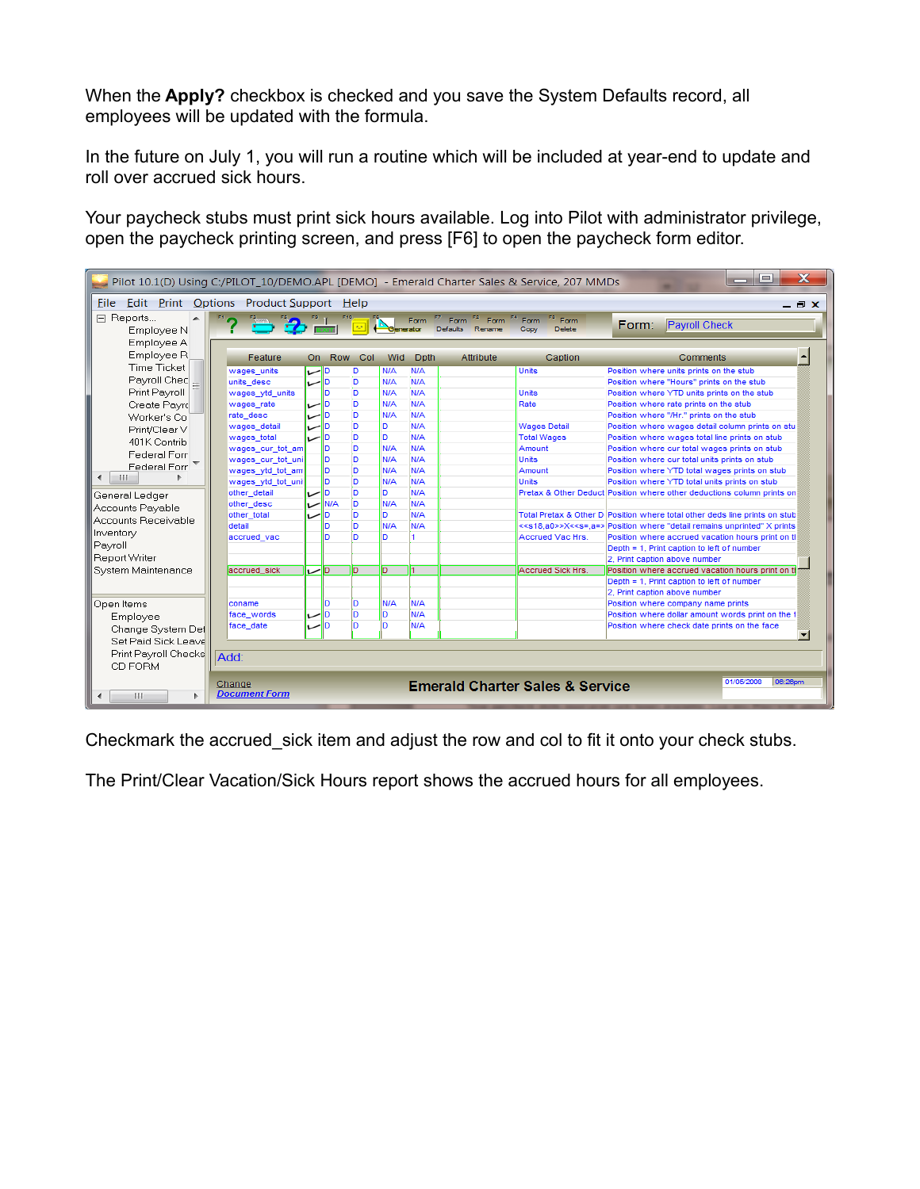When the **Apply?** checkbox is checked and you save the System Defaults record, all employees will be updated with the formula.

In the future on July 1, you will run a routine which will be included at year-end to update and roll over accrued sick hours.

Your paycheck stubs must print sick hours available. Log into Pilot with administrator privilege, open the paycheck printing screen, and press [F6] to open the paycheck form editor.

Checkmark the accrued_sick item and adjust the row and col to fit it onto your check stubs.

The Print/Clear Vacation/Sick Hours report shows the accrued hours for all employees.